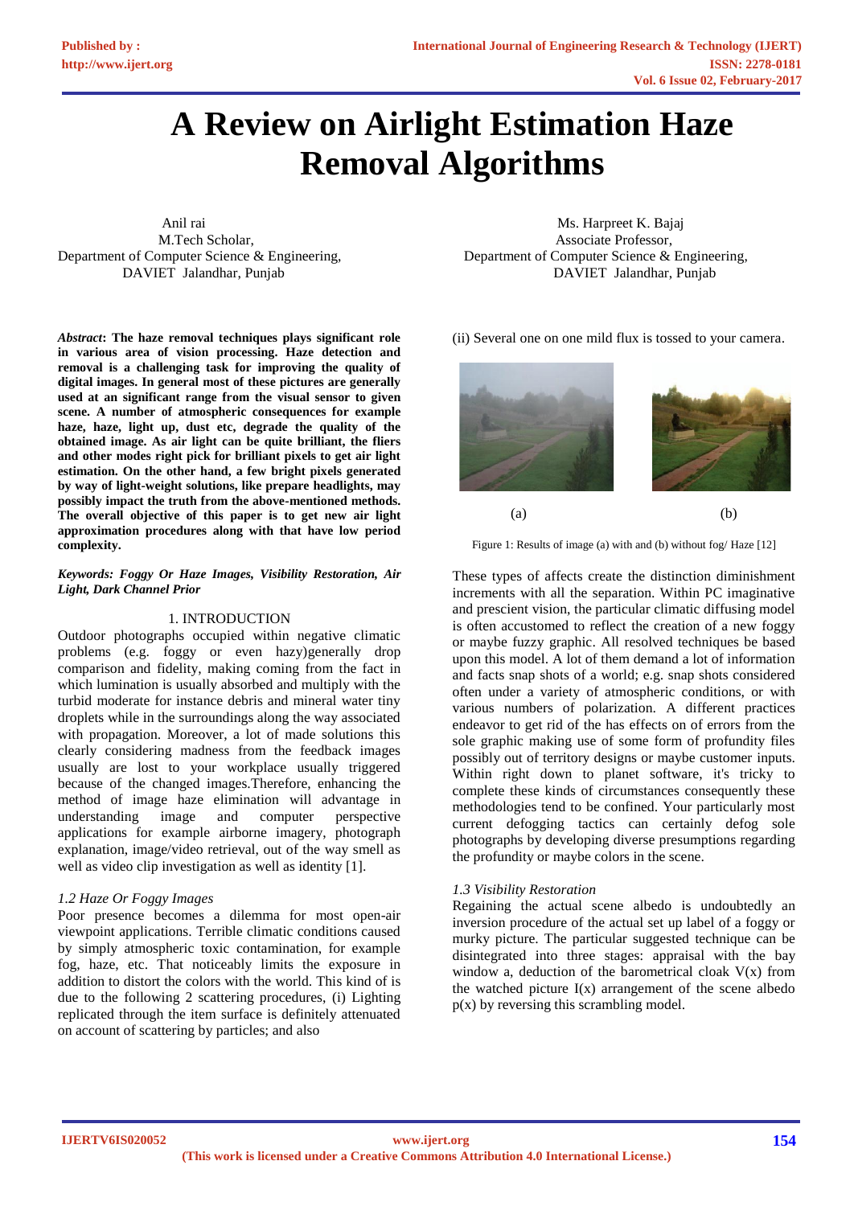# A Review on Airlight Estimation Haze Removal Algorithms

Anil rai
M.Tech Scholar,
Department of Computer Science & Engineering,
DAVIET Jalandhar, Punjab

Ms. Harpreet K. Bajaj
Associate Professor,
Department of Computer Science & Engineering,
DAVIET Jalandhar, Punjab

***Abstract*: The haze removal techniques plays significant role in various area of vision processing. Haze detection and removal is a challenging task for improving the quality of digital images. In general most of these pictures are generally used at an significant range from the visual sensor to given scene. A number of atmospheric consequences for example haze, haze, light up, dust etc, degrade the quality of the obtained image. As air light can be quite brilliant, the fliers and other modes right pick for brilliant pixels to get air light estimation. On the other hand, a few bright pixels generated by way of light-weight solutions, like prepare headlights, may possibly impact the truth from the above-mentioned methods. The overall objective of this paper is to get new air light approximation procedures along with that have low period complexity.**

***Keywords: Foggy Or Haze Images, Visibility Restoration, Air Light, Dark Channel Prior***

## 1. INTRODUCTION

Outdoor photographs occupied within negative climatic problems (e.g. foggy or even hazy)generally drop comparison and fidelity, making coming from the fact in which lumination is usually absorbed and multiply with the turbid moderate for instance debris and mineral water tiny droplets while in the surroundings along the way associated with propagation. Moreover, a lot of made solutions this clearly considering madness from the feedback images usually are lost to your workplace usually triggered because of the changed images.Therefore, enhancing the method of image haze elimination will advantage in understanding image and computer perspective applications for example airborne imagery, photograph explanation, image/video retrieval, out of the way smell as well as video clip investigation as well as identity [1].

### *1.2 Haze Or Foggy Images*

Poor presence becomes a dilemma for most open-air viewpoint applications. Terrible climatic conditions caused by simply atmospheric toxic contamination, for example fog, haze, etc. That noticeably limits the exposure in addition to distort the colors with the world. This kind of is due to the following 2 scattering procedures, (i) Lighting replicated through the item surface is definitely attenuated on account of scattering by particles; and also (ii) Several one on one mild flux is tossed to your camera.

(a) (b)

Figure 1: Results of image (a) with and (b) without fog/ Haze [12]

These types of affects create the distinction diminishment increments with all the separation. Within PC imaginative and prescient vision, the particular climatic diffusing model is often accustomed to reflect the creation of a new foggy or maybe fuzzy graphic. All resolved techniques be based upon this model. A lot of them demand a lot of information and facts snap shots of a world; e.g. snap shots considered often under a variety of atmospheric conditions, or with various numbers of polarization. A different practices endeavor to get rid of the has effects on of errors from the sole graphic making use of some form of profundity files possibly out of territory designs or maybe customer inputs. Within right down to planet software, it's tricky to complete these kinds of circumstances consequently these methodologies tend to be confined. Your particularly most current defogging tactics can certainly defog sole photographs by developing diverse presumptions regarding the profundity or maybe colors in the scene.

### *1.3 Visibility Restoration*

Regaining the actual scene albedo is undoubtedly an inversion procedure of the actual set up label of a foggy or murky picture. The particular suggested technique can be disintegrated into three stages: appraisal with the bay window a, deduction of the barometrical cloak $V(x)$ from the watched picture $I(x)$ arrangement of the scene albedo $p(x)$ by reversing this scrambling model.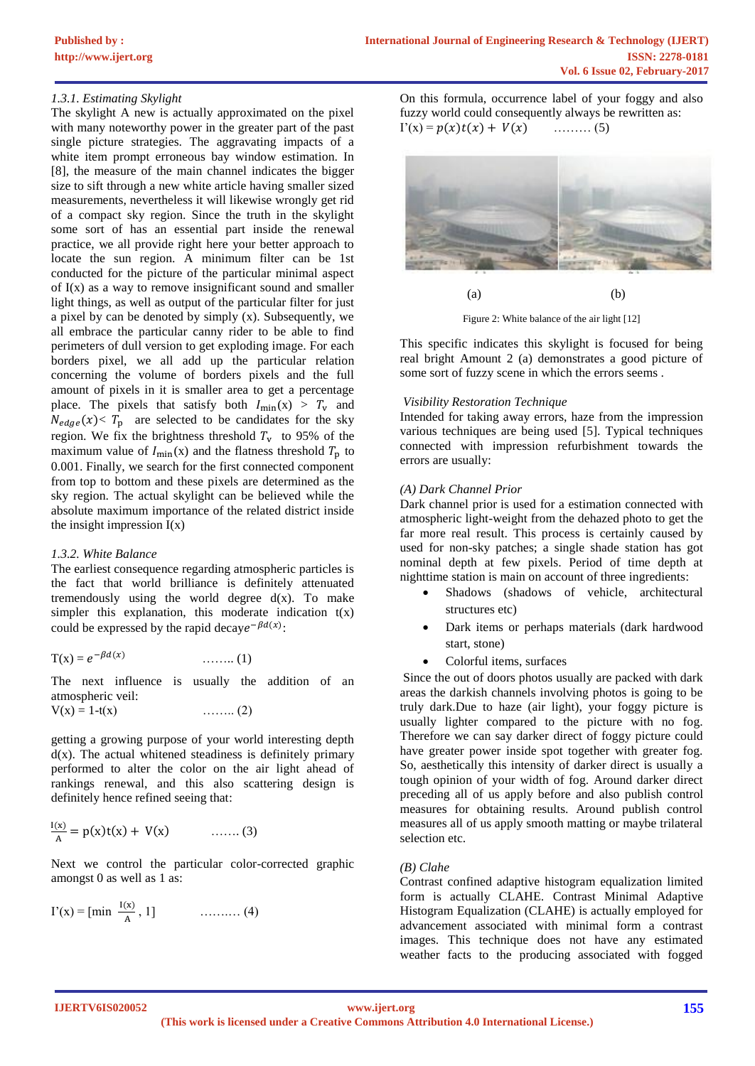### *1.3.1. Estimating Skylight*

The skylight A new is actually approximated on the pixel with many noteworthy power in the greater part of the past single picture strategies. The aggravating impacts of a white item prompt erroneous bay window estimation. In [8], the measure of the main channel indicates the bigger size to sift through a new white article having smaller sized measurements, nevertheless it will likewise wrongly get rid of a compact sky region. Since the truth in the skylight some sort of has an essential part inside the renewal practice, we all provide right here your better approach to locate the sun region. A minimum filter can be 1st conducted for the picture of the particular minimal aspect of I(x) as a way to remove insignificant sound and smaller light things, as well as output of the particular filter for just a pixel by can be denoted by simply (x). Subsequently, we all embrace the particular canny rider to be able to find perimeters of dull version to get exploding image. For each borders pixel, we all add up the particular relation concerning the volume of borders pixels and the full amount of pixels in it is smaller area to get a percentage place. The pixels that satisfy both $I_{\min}(x) > T_v$ and $N_{edge}(x) < T_p$ are selected to be candidates for the sky region. We fix the brightness threshold $T_v$ to 95% of the maximum value of $I_{\min}(x)$ and the flatness threshold $T_p$ to 0.001. Finally, we search for the first connected component from top to bottom and these pixels are determined as the sky region. The actual skylight can be believed while the absolute maximum importance of the related district inside the insight impression I(x)

### *1.3.2. White Balance*

The earliest consequence regarding atmospheric particles is the fact that world brilliance is definitely attenuated tremendously using the world degree d(x). To make simpler this explanation, this moderate indication t(x) could be expressed by the rapid decay $e^{-\beta d(x)}$:

$$T(x) = e^{-\beta d(x)} \quad \text{…….. (1)}$$

The next influence is usually the addition of an atmospheric veil:

$$V(x) = 1 - t(x) \quad \text{…….. (2)}$$

getting a growing purpose of your world interesting depth d(x). The actual whitened steadiness is definitely primary performed to alter the color on the air light ahead of rankings renewal, and this also scattering design is definitely hence refined seeing that:

$$\frac{I(x)}{A} = p(x)t(x) + V(x) \quad \text{……. (3)}$$

Next we control the particular color-corrected graphic amongst 0 as well as 1 as:

$$I'(x) = [\min \frac{I(x)}{A}, 1] \quad \text{………. (4)}$$

On this formula, occurrence label of your foggy and also fuzzy world could consequently always be rewritten as:

$$I'(x) = p(x)t(x) + V(x) \quad \text{……… (5)}$$

(a) (b)

Figure 2: White balance of the air light [12]

This specific indicates this skylight is focused for being real bright Amount 2 (a) demonstrates a good picture of some sort of fuzzy scene in which the errors seems .

*Visibility Restoration Technique*

Intended for taking away errors, haze from the impression various techniques are being used [5]. Typical techniques connected with impression refurbishment towards the errors are usually:

*(A) Dark Channel Prior*

Dark channel prior is used for a estimation connected with atmospheric light-weight from the dehazed photo to get the far more real result. This process is certainly caused by used for non-sky patches; a single shade station has got nominal depth at few pixels. Period of time depth at nighttime station is main on account of three ingredients:

- Shadows (shadows of vehicle, architectural structures etc)
- Dark items or perhaps materials (dark hardwood start, stone)
- Colorful items, surfaces

Since the out of doors photos usually are packed with dark areas the darkish channels involving photos is going to be truly dark.Due to haze (air light), your foggy picture is usually lighter compared to the picture with no fog. Therefore we can say darker direct of foggy picture could have greater power inside spot together with greater fog. So, aesthetically this intensity of darker direct is usually a tough opinion of your width of fog. Around darker direct preceding all of us apply before and also publish control measures for obtaining results. Around publish control measures all of us apply smooth matting or maybe trilateral selection etc.

*(B) Clahe*

Contrast confined adaptive histogram equalization limited form is actually CLAHE. Contrast Minimal Adaptive Histogram Equalization (CLAHE) is actually employed for advancement associated with minimal form a contrast images. This technique does not have any estimated weather facts to the producing associated with fogged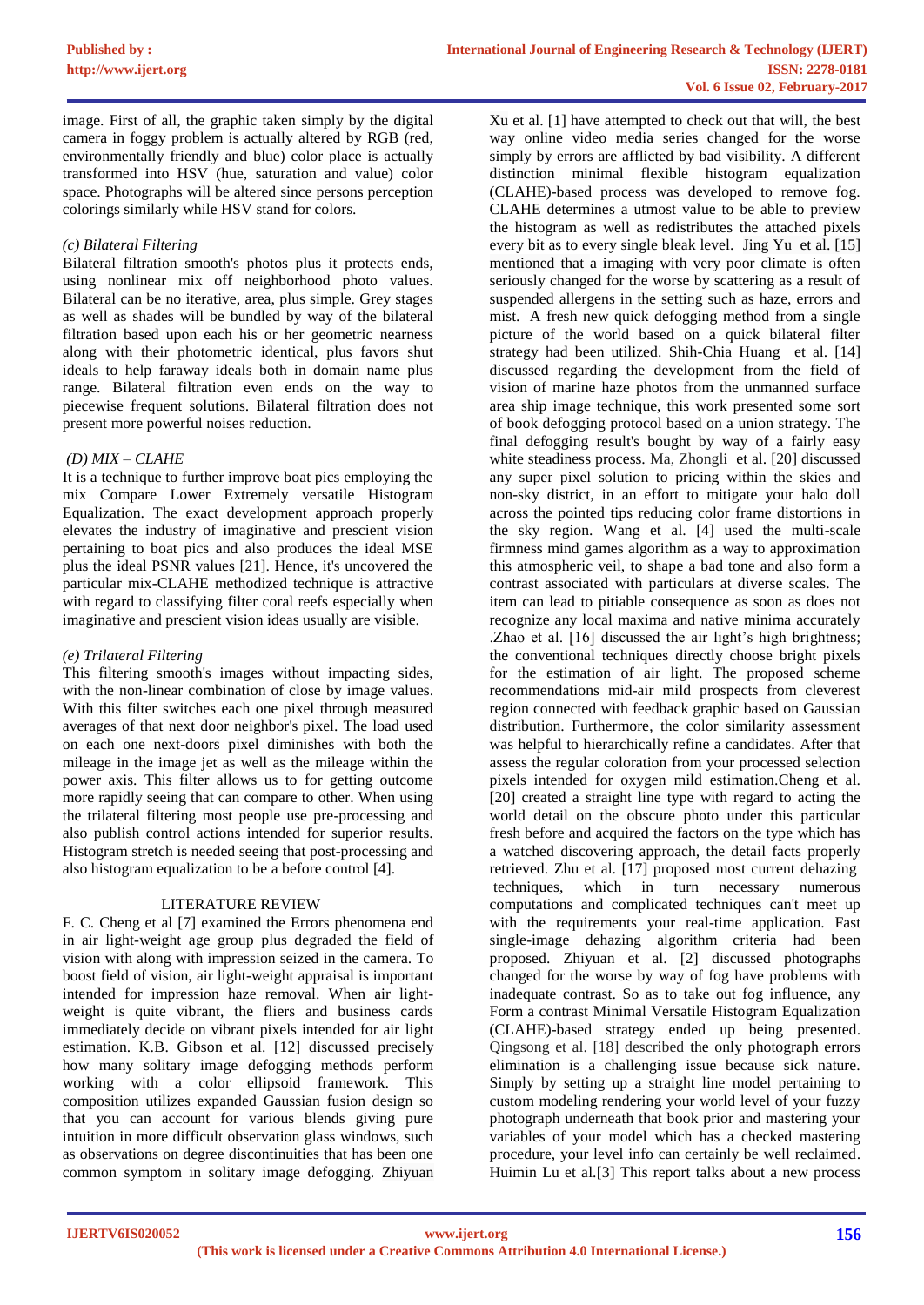image. First of all, the graphic taken simply by the digital camera in foggy problem is actually altered by RGB (red, environmentally friendly and blue) color place is actually transformed into HSV (hue, saturation and value) color space. Photographs will be altered since persons perception colorings similarly while HSV stand for colors.

### *(c) Bilateral Filtering*

Bilateral filtration smooth's photos plus it protects ends, using nonlinear mix off neighborhood photo values. Bilateral can be no iterative, area, plus simple. Grey stages as well as shades will be bundled by way of the bilateral filtration based upon each his or her geometric nearness along with their photometric identical, plus favors shut ideals to help faraway ideals both in domain name plus range. Bilateral filtration even ends on the way to piecewise frequent solutions. Bilateral filtration does not present more powerful noises reduction.

### *(D) MIX – CLAHE*

It is a technique to further improve boat pics employing the mix Compare Lower Extremely versatile Histogram Equalization. The exact development approach properly elevates the industry of imaginative and prescient vision pertaining to boat pics and also produces the ideal MSE plus the ideal PSNR values [21]. Hence, it's uncovered the particular mix-CLAHE methodized technique is attractive with regard to classifying filter coral reefs especially when imaginative and prescient vision ideas usually are visible.

### *(e) Trilateral Filtering*

This filtering smooth's images without impacting sides, with the non-linear combination of close by image values. With this filter switches each one pixel through measured averages of that next door neighbor's pixel. The load used on each one next-doors pixel diminishes with both the mileage in the image jet as well as the mileage within the power axis. This filter allows us to for getting outcome more rapidly seeing that can compare to other. When using the trilateral filtering most people use pre-processing and also publish control actions intended for superior results. Histogram stretch is needed seeing that post-processing and also histogram equalization to be a before control [4].

## LITERATURE REVIEW

F. C. Cheng et al [7] examined the Errors phenomena end in air light-weight age group plus degraded the field of vision with along with impression seized in the camera. To boost field of vision, air light-weight appraisal is important intended for impression haze removal. When air light-weight is quite vibrant, the fliers and business cards immediately decide on vibrant pixels intended for air light estimation. K.B. Gibson et al. [12] discussed precisely how many solitary image defogging methods perform working with a color ellipsoid framework. This composition utilizes expanded Gaussian fusion design so that you can account for various blends giving pure intuition in more difficult observation glass windows, such as observations on degree discontinuities that has been one common symptom in solitary image defogging. Zhiyuan Xu et al. [1] have attempted to check out that will, the best way online video media series changed for the worse simply by errors are afflicted by bad visibility. A different distinction minimal flexible histogram equalization (CLAHE)-based process was developed to remove fog. CLAHE determines a utmost value to be able to preview the histogram as well as redistributes the attached pixels every bit as to every single bleak level. Jing Yu et al. [15] mentioned that a imaging with very poor climate is often seriously changed for the worse by scattering as a result of suspended allergens in the setting such as haze, errors and mist. A fresh new quick defogging method from a single picture of the world based on a quick bilateral filter strategy had been utilized. Shih-Chia Huang et al. [14] discussed regarding the development from the field of vision of marine haze photos from the unmanned surface area ship image technique, this work presented some sort of book defogging protocol based on a union strategy. The final defogging result's bought by way of a fairly easy white steadiness process. Ma, Zhongli et al. [20] discussed any super pixel solution to pricing within the skies and non-sky district, in an effort to mitigate your halo doll across the pointed tips reducing color frame distortions in the sky region. Wang et al. [4] used the multi-scale firmness mind games algorithm as a way to approximation this atmospheric veil, to shape a bad tone and also form a contrast associated with particulars at diverse scales. The item can lead to pitiable consequence as soon as does not recognize any local maxima and native minima accurately .Zhao et al. [16] discussed the air light's high brightness; the conventional techniques directly choose bright pixels for the estimation of air light. The proposed scheme recommendations mid-air mild prospects from cleverest region connected with feedback graphic based on Gaussian distribution. Furthermore, the color similarity assessment was helpful to hierarchically refine a candidates. After that assess the regular coloration from your processed selection pixels intended for oxygen mild estimation.Cheng et al. [20] created a straight line type with regard to acting the world detail on the obscure photo under this particular fresh before and acquired the factors on the type which has a watched discovering approach, the detail facts properly retrieved. Zhu et al. [17] proposed most current dehazing techniques, which in turn necessary numerous computations and complicated techniques can't meet up with the requirements your real-time application. Fast single-image dehazing algorithm criteria had been proposed. Zhiyuan et al. [2] discussed photographs changed for the worse by way of fog have problems with inadequate contrast. So as to take out fog influence, any Form a contrast Minimal Versatile Histogram Equalization (CLAHE)-based strategy ended up being presented. Qingsong et al. [18] described the only photograph errors elimination is a challenging issue because sick nature. Simply by setting up a straight line model pertaining to custom modeling rendering your world level of your fuzzy photograph underneath that book prior and mastering your variables of your model which has a checked mastering procedure, your level info can certainly be well reclaimed. Huimin Lu et al.[3] This report talks about a new process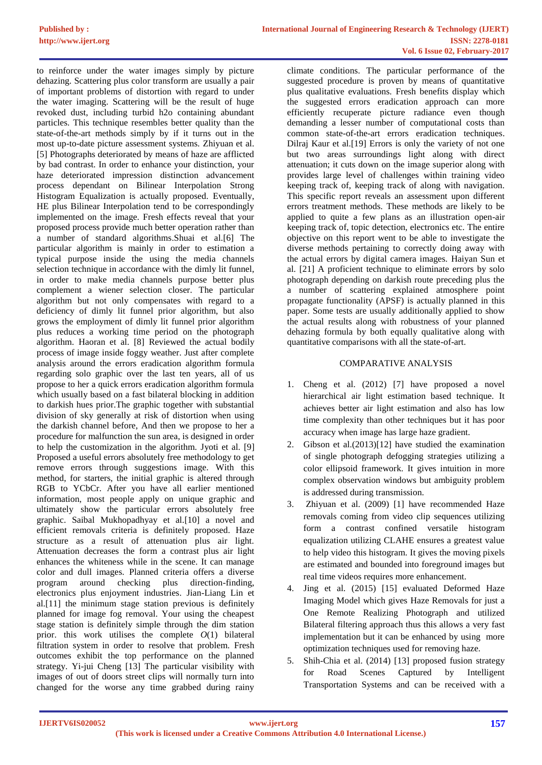to reinforce under the water images simply by picture dehazing. Scattering plus color transform are usually a pair of important problems of distortion with regard to under the water imaging. Scattering will be the result of huge revoked dust, including turbid h2o containing abundant particles. This technique resembles better quality than the state-of-the-art methods simply by if it turns out in the most up-to-date picture assessment systems. Zhiyuan et al. [5] Photographs deteriorated by means of haze are afflicted by bad contrast. In order to enhance your distinction, your haze deteriorated impression distinction advancement process dependant on Bilinear Interpolation Strong Histogram Equalization is actually proposed. Eventually, HE plus Bilinear Interpolation tend to be correspondingly implemented on the image. Fresh effects reveal that your proposed process provide much better operation rather than a number of standard algorithms.Shuai et al.[6] The particular algorithm is mainly in order to estimation a typical purpose inside the using the media channels selection technique in accordance with the dimly lit funnel, in order to make media channels purpose better plus complement a wiener selection closer. The particular algorithm but not only compensates with regard to a deficiency of dimly lit funnel prior algorithm, but also grows the employment of dimly lit funnel prior algorithm plus reduces a working time period on the photograph algorithm. Haoran et al. [8] Reviewed the actual bodily process of image inside foggy weather. Just after complete analysis around the errors eradication algorithm formula regarding solo graphic over the last ten years, all of us propose to her a quick errors eradication algorithm formula which usually based on a fast bilateral blocking in addition to darkish hues prior.The graphic together with substantial division of sky generally at risk of distortion when using the darkish channel before, And then we propose to her a procedure for malfunction the sun area, is designed in order to help the customization in the algorithm. Jyoti et al. [9] Proposed a useful errors absolutely free methodology to get remove errors through suggestions image. With this method, for starters, the initial graphic is altered through RGB to YCbCr. After you have all earlier mentioned information, most people apply on unique graphic and ultimately show the particular errors absolutely free graphic. Saibal Mukhopadhyay et al.[10] a novel and efficient removals criteria is definitely proposed. Haze structure as a result of attenuation plus air light. Attenuation decreases the form a contrast plus air light enhances the whiteness while in the scene. It can manage color and dull images. Planned criteria offers a diverse program around checking plus direction-finding, electronics plus enjoyment industries. Jian-Liang Lin et al.[11] the minimum stage station previous is definitely planned for image fog removal. Your using the cheapest stage station is definitely simple through the dim station prior. this work utilises the complete $O(1)$ bilateral filtration system in order to resolve that problem. Fresh outcomes exhibit the top performance on the planned strategy. Yi-jui Cheng [13] The particular visibility with images of out of doors street clips will normally turn into changed for the worse any time grabbed during rainy climate conditions. The particular performance of the suggested procedure is proven by means of quantitative plus qualitative evaluations. Fresh benefits display which the suggested errors eradication approach can more efficiently recuperate picture radiance even though demanding a lesser number of computational costs than common state-of-the-art errors eradication techniques. Dilraj Kaur et al.[19] Errors is only the variety of not one but two areas surroundings light along with direct attenuation; it cuts down on the image superior along with provides large level of challenges within training video keeping track of, keeping track of along with navigation. This specific report reveals an assessment upon different errors treatment methods. These methods are likely to be applied to quite a few plans as an illustration open-air keeping track of, topic detection, electronics etc. The entire objective on this report went to be able to investigate the diverse methods pertaining to correctly doing away with the actual errors by digital camera images. Haiyan Sun et al. [21] A proficient technique to eliminate errors by solo photograph depending on darkish route preceding plus the a number of scattering explained atmosphere point propagate functionality (APSF) is actually planned in this paper. Some tests are usually additionally applied to show the actual results along with robustness of your planned dehazing formula by both equally qualitative along with quantitative comparisons with all the state-of-art.

## COMPARATIVE ANALYSIS

1. Cheng et al. (2012) [7] have proposed a novel hierarchical air light estimation based technique. It achieves better air light estimation and also has low time complexity than other techniques but it has poor accuracy when image has large hage gradient.
2. Gibson et al.(2013)[12] have studied the examination of single photograph defogging strategies utilizing a color ellipsoid framework. It gives intuition in more complex observation windows but ambiguity problem is addressed during transmission.
3. Zhiyuan et al. (2009) [1] have recommended Haze removals coming from video clip sequences utilizing form a contrast confined versatile histogram equalization utilizing CLAHE ensures a greatest value to help video this histogram. It gives the moving pixels are estimated and bounded into foreground images but real time videos requires more enhancement.
4. Jing et al. (2015) [15] evaluated Deformed Haze Imaging Model which gives Haze Removals for just a One Remote Realizing Photograph and utilized Bilateral filtering approach thus this allows a very fast implementation but it can be enhanced by using more optimization techniques used for removing haze.
5. Shih-Chia et al. (2014) [13] proposed fusion strategy for Road Scenes Captured by Intelligent Transportation Systems and can be received with a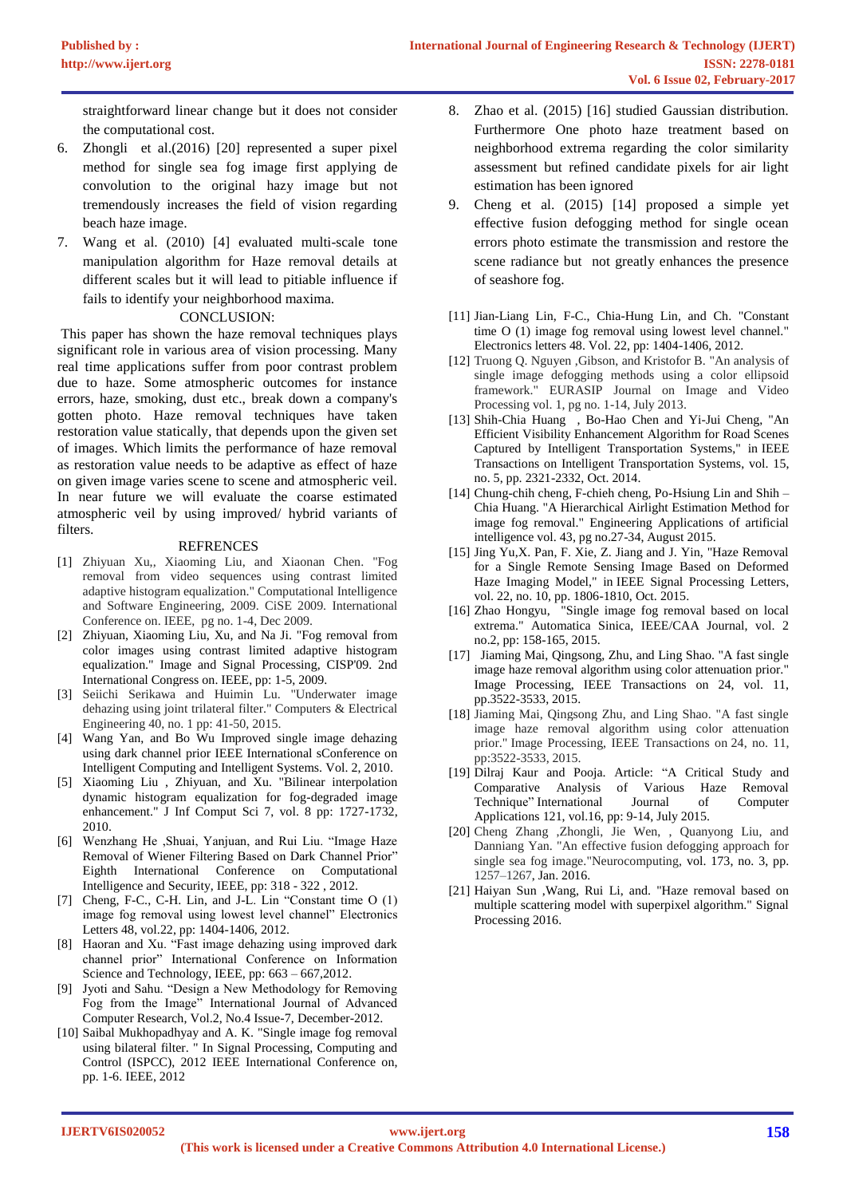straightforward linear change but it does not consider the computational cost.

6. Zhongli et al.(2016) [20] represented a super pixel method for single sea fog image first applying de convolution to the original hazy image but not tremendously increases the field of vision regarding beach haze image.
7. Wang et al. (2010) [4] evaluated multi-scale tone manipulation algorithm for Haze removal details at different scales but it will lead to pitiable influence if fails to identify your neighborhood maxima.

## CONCLUSION:

This paper has shown the haze removal techniques plays significant role in various area of vision processing. Many real time applications suffer from poor contrast problem due to haze. Some atmospheric outcomes for instance errors, haze, smoking, dust etc., break down a company's gotten photo. Haze removal techniques have taken restoration value statically, that depends upon the given set of images. Which limits the performance of haze removal as restoration value needs to be adaptive as effect of haze on given image varies scene to scene and atmospheric veil. In near future we will evaluate the coarse estimated atmospheric veil by using improved/ hybrid variants of filters.

## REFRENCES

[1] Zhiyuan Xu,, Xiaoming Liu, and Xiaonan Chen. "Fog removal from video sequences using contrast limited adaptive histogram equalization." Computational Intelligence and Software Engineering, 2009. CiSE 2009. International Conference on. IEEE, pg no. 1-4, Dec 2009.

[2] Zhiyuan, Xiaoming Liu, Xu, and Na Ji. "Fog removal from color images using contrast limited adaptive histogram equalization." Image and Signal Processing, CISP'09. 2nd International Congress on. IEEE, pp: 1-5, 2009.

[3] Seiichi Serikawa and Huimin Lu. "Underwater image dehazing using joint trilateral filter." Computers & Electrical Engineering 40, no. 1 pp: 41-50, 2015.

[4] Wang Yan, and Bo Wu Improved single image dehazing using dark channel prior IEEE International sConference on Intelligent Computing and Intelligent Systems. Vol. 2, 2010.

[5] Xiaoming Liu , Zhiyuan, and Xu. "Bilinear interpolation dynamic histogram equalization for fog-degraded image enhancement." J Inf Comput Sci 7, vol. 8 pp: 1727-1732, 2010.

[6] Wenzhang He ,Shuai, Yanjuan, and Rui Liu. "Image Haze Removal of Wiener Filtering Based on Dark Channel Prior" Eighth International Conference on Computational Intelligence and Security, IEEE, pp: 318 - 322 , 2012.

[7] Cheng, F-C., C-H. Lin, and J-L. Lin "Constant time O (1) image fog removal using lowest level channel" Electronics Letters 48, vol.22, pp: 1404-1406, 2012.

[8] Haoran and Xu. "Fast image dehazing using improved dark channel prior" International Conference on Information Science and Technology, IEEE, pp: 663 – 667,2012.

[9] Jyoti and Sahu. "Design a New Methodology for Removing Fog from the Image" International Journal of Advanced Computer Research, Vol.2, No.4 Issue-7, December-2012.

[10] Saibal Mukhopadhyay and A. K. "Single image fog removal using bilateral filter. " In Signal Processing, Computing and Control (ISPCC), 2012 IEEE International Conference on, pp. 1-6. IEEE, 2012

8. Zhao et al. (2015) [16] studied Gaussian distribution. Furthermore One photo haze treatment based on neighborhood extrema regarding the color similarity assessment but refined candidate pixels for air light estimation has been ignored
9. Cheng et al. (2015) [14] proposed a simple yet effective fusion defogging method for single ocean errors photo estimate the transmission and restore the scene radiance but not greatly enhances the presence of seashore fog.

[11] Jian-Liang Lin, F-C., Chia-Hung Lin, and Ch. "Constant time O (1) image fog removal using lowest level channel." Electronics letters 48. Vol. 22, pp: 1404-1406, 2012.

[12] Truong Q. Nguyen ,Gibson, and Kristofor B. "An analysis of single image defogging methods using a color ellipsoid framework." EURASIP Journal on Image and Video Processing vol. 1, pg no. 1-14, July 2013.

[13] Shih-Chia Huang , Bo-Hao Chen and Yi-Jui Cheng, "An Efficient Visibility Enhancement Algorithm for Road Scenes Captured by Intelligent Transportation Systems," in IEEE Transactions on Intelligent Transportation Systems, vol. 15, no. 5, pp. 2321-2332, Oct. 2014.

[14] Chung-chih cheng, F-chieh cheng, Po-Hsiung Lin and Shih – Chia Huang. "A Hierarchical Airlight Estimation Method for image fog removal." Engineering Applications of artificial intelligence vol. 43, pg no.27-34, August 2015.

[15] Jing Yu,X. Pan, F. Xie, Z. Jiang and J. Yin, "Haze Removal for a Single Remote Sensing Image Based on Deformed Haze Imaging Model," in IEEE Signal Processing Letters, vol. 22, no. 10, pp. 1806-1810, Oct. 2015.

[16] Zhao Hongyu, "Single image fog removal based on local extrema." Automatica Sinica, IEEE/CAA Journal, vol. 2 no.2, pp: 158-165, 2015.

[17] Jiaming Mai, Qingsong, Zhu, and Ling Shao. "A fast single image haze removal algorithm using color attenuation prior." Image Processing, IEEE Transactions on 24, vol. 11, pp.3522-3533, 2015.

[18] Jiaming Mai, Qingsong Zhu, and Ling Shao. "A fast single image haze removal algorithm using color attenuation prior." Image Processing, IEEE Transactions on 24, no. 11, pp:3522-3533, 2015.

[19] Dilraj Kaur and Pooja. Article: "A Critical Study and Comparative Analysis of Various Haze Removal Technique" International Journal of Computer Applications 121, vol.16, pp: 9-14, July 2015.

[20] Cheng Zhang ,Zhongli, Jie Wen, , Quanyong Liu, and Danniang Yan. "An effective fusion defogging approach for single sea fog image."Neurocomputing, vol. 173, no. 3, pp. 1257–1267, Jan. 2016.

[21] Haiyan Sun ,Wang, Rui Li, and. "Haze removal based on multiple scattering model with superpixel algorithm." Signal Processing 2016.